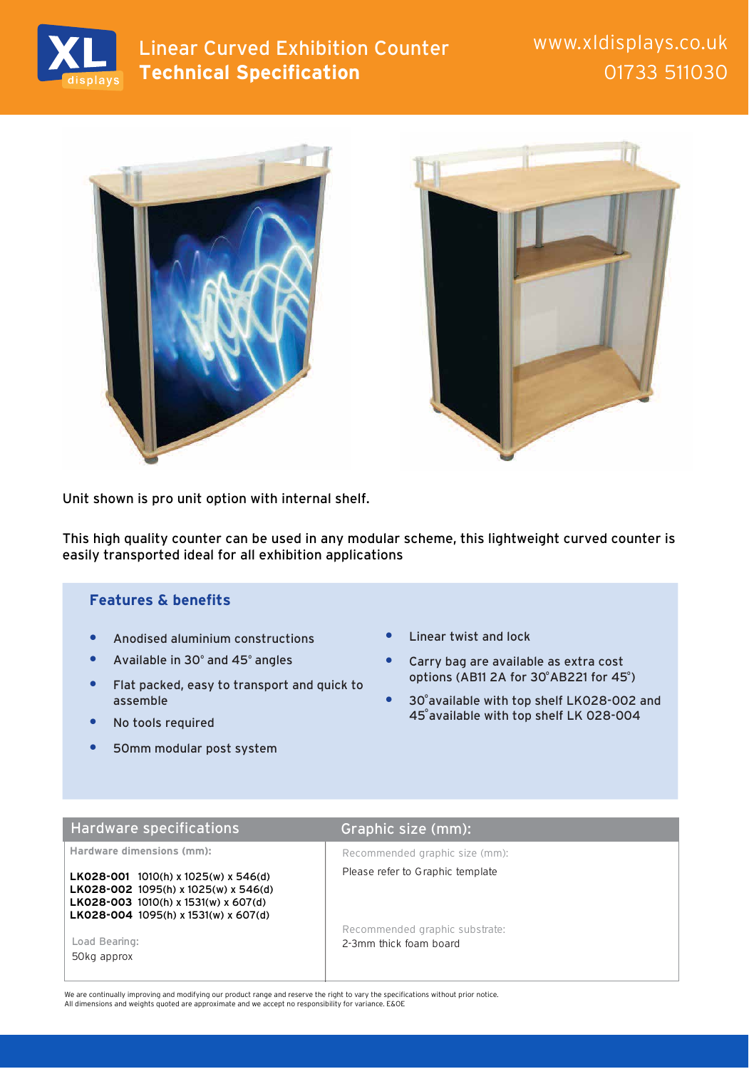# Linear Curved Exhibition Counter
## Technical Specification

www.xldisplays.co.uk
01733 511030

Unit shown is pro unit option with internal shelf.

This high quality counter can be used in any modular scheme, this lightweight curved counter is easily transported ideal for all exhibition applications

### Features & benefits

- Anodised aluminium constructions
- Available in 30° and 45° angles
- Flat packed, easy to transport and quick to assemble
- No tools required
- 50mm modular post system
- Linear twist and lock
- Carry bag are available as extra cost options (AB11 2A for 30°AB221 for 45°)
- 30°available with top shelf LK028-002 and 45°available with top shelf LK 028-004

| Hardware specifications | Graphic size (mm): |
|---|---|
| Hardware dimensions (mm):<br><br>**LK028-001** 1010(h) x 1025(w) x 546(d)<br>**LK028-002** 1095(h) x 1025(w) x 546(d)<br>**LK028-003** 1010(h) x 1531(w) x 607(d)<br>**LK028-004** 1095(h) x 1531(w) x 607(d)<br><br>Load Bearing:<br>50kg approx | Recommended graphic size (mm):<br>Please refer to Graphic template<br><br>Recommended graphic substrate:<br>2-3mm thick foam board |

We are continually improving and modifying our product range and reserve the right to vary the specifications without prior notice.
All dimensions and weights quoted are approximate and we accept no responsibility for variance. E&OE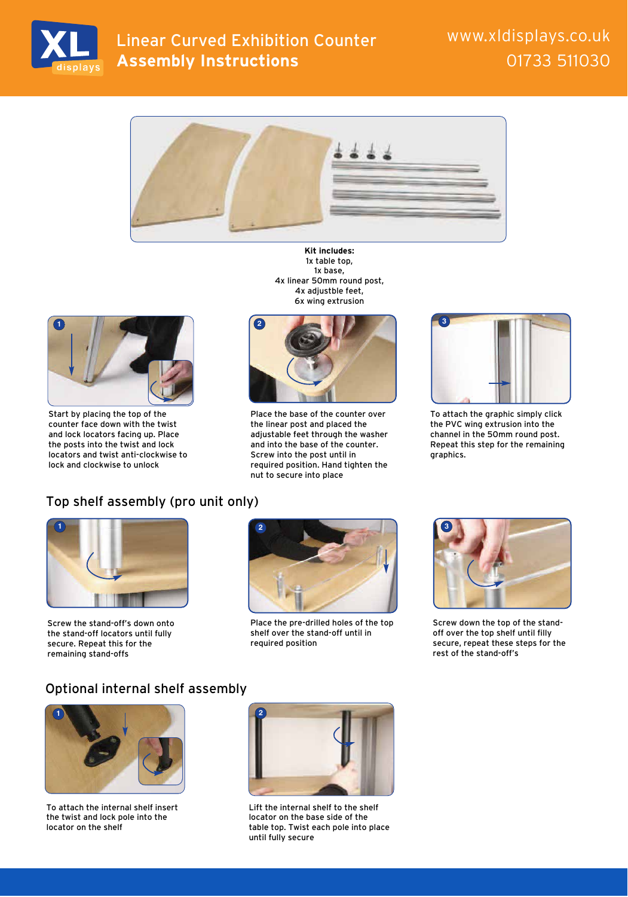# Linear Curved Exhibition Counter
## Assembly Instructions

www.xldisplays.co.uk
01733 511030

**Kit includes:**
1x table top,
1x base,
4x linear 50mm round post,
4x adjustble feet,
6x wing extrusion

1. Start by placing the top of the counter face down with the twist and lock locators facing up. Place the posts into the twist and lock locators and twist anti-clockwise to lock and clockwise to unlock

2. Place the base of the counter over the linear post and placed the adjustable feet through the washer and into the base of the counter. Screw into the post until in required position. Hand tighten the nut to secure into place

3. To attach the graphic simply click the PVC wing extrusion into the channel in the 50mm round post. Repeat this step for the remaining graphics.

## Top shelf assembly (pro unit only)

1. Screw the stand-off's down onto the stand-off locators until fully secure. Repeat this for the remaining stand-offs

2. Place the pre-drilled holes of the top shelf over the stand-off until in required position

3. Screw down the top of the stand-off over the top shelf until filly secure, repeat these steps for the rest of the stand-off's

## Optional internal shelf assembly

1. To attach the internal shelf insert the twist and lock pole into the locator on the shelf

2. Lift the internal shelf to the shelf locator on the base side of the table top. Twist each pole into place until fully secure